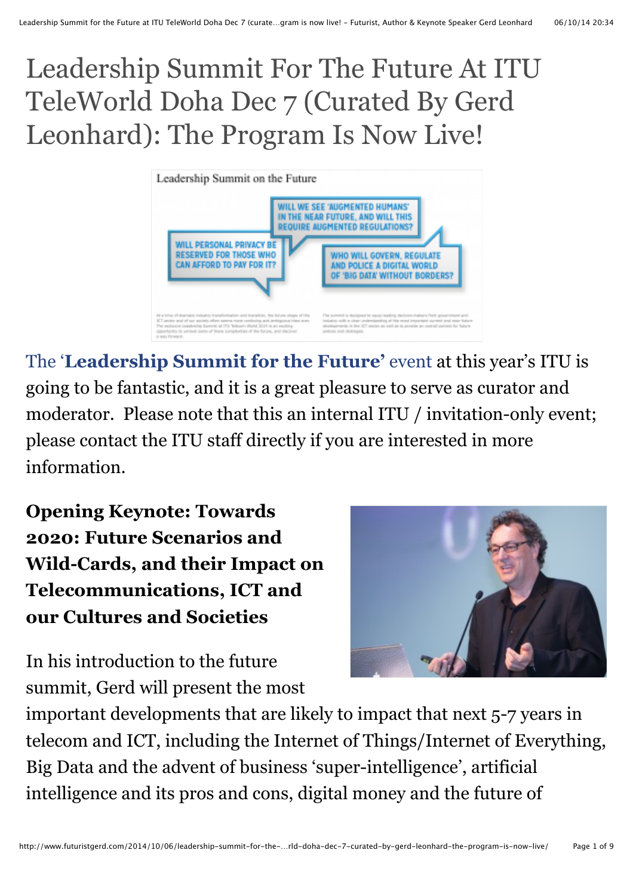# Leadership Summit For The Future At ITU TeleWorld Doha Dec 7 (Curated By Gerd Leonhard): The Program Is Now Live!

The '**Leadership Summit for the Future**' event at this year's ITU is going to be fantastic, and it is a great pleasure to serve as curator and moderator. Please note that this an internal ITU / invitation-only event; please contact the ITU staff directly if you are interested in more information.

**Opening Keynote: Towards 2020: Future Scenarios and Wild-Cards, and their Impact on Telecommunications, ICT and our Cultures and Societies**

In his introduction to the future summit, Gerd will present the most important developments that are likely to impact that next 5-7 years in telecom and ICT, including the Internet of Things/Internet of Everything, Big Data and the advent of business 'super-intelligence', artificial intelligence and its pros and cons, digital money and the future of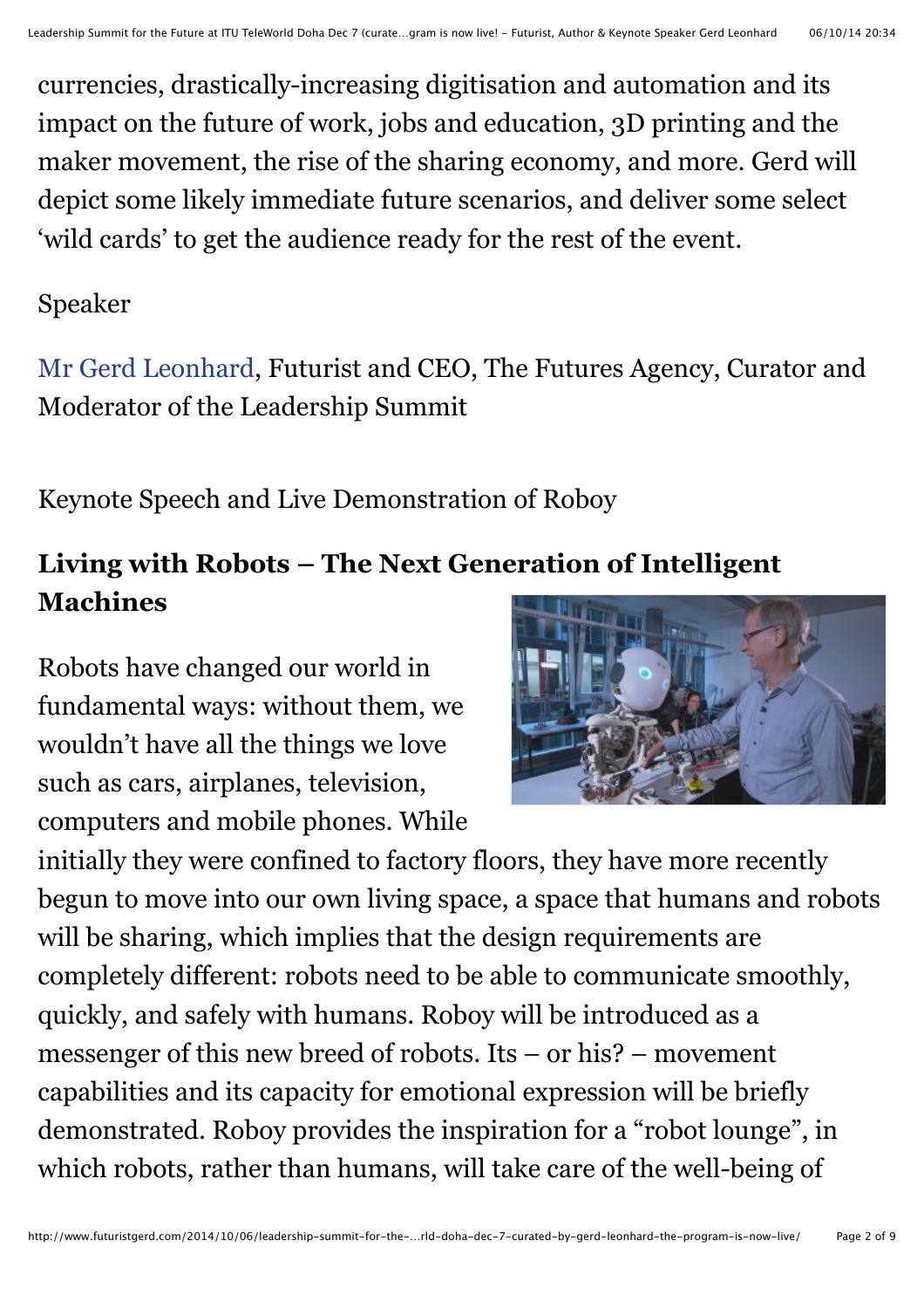currencies, drastically-increasing digitisation and automation and its impact on the future of work, jobs and education, 3D printing and the maker movement, the rise of the sharing economy, and more. Gerd will depict some likely immediate future scenarios, and deliver some select 'wild cards' to get the audience ready for the rest of the event.

Speaker

Mr Gerd Leonhard, Futurist and CEO, The Futures Agency, Curator and Moderator of the Leadership Summit

Keynote Speech and Live Demonstration of Roboy

**Living with Robots – The Next Generation of Intelligent Machines**

Robots have changed our world in fundamental ways: without them, we wouldn't have all the things we love such as cars, airplanes, television, computers and mobile phones. While initially they were confined to factory floors, they have more recently begun to move into our own living space, a space that humans and robots will be sharing, which implies that the design requirements are completely different: robots need to be able to communicate smoothly, quickly, and safely with humans. Roboy will be introduced as a messenger of this new breed of robots. Its – or his? – movement capabilities and its capacity for emotional expression will be briefly demonstrated. Roboy provides the inspiration for a "robot lounge", in which robots, rather than humans, will take care of the well-being of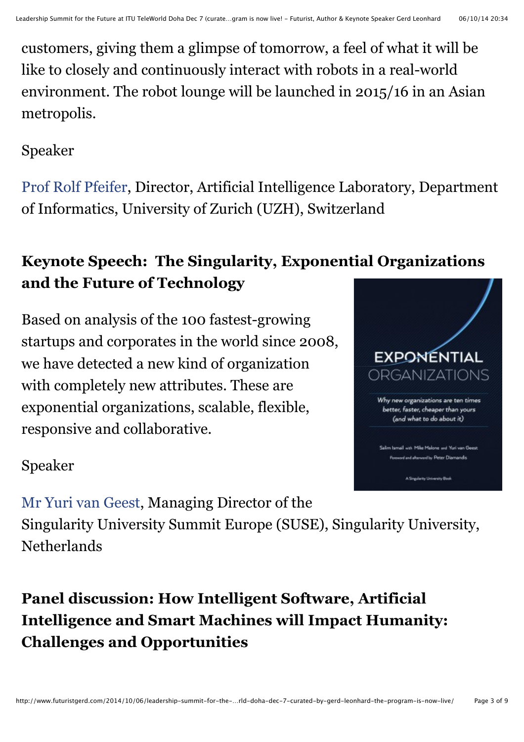customers, giving them a glimpse of tomorrow, a feel of what it will be like to closely and continuously interact with robots in a real-world environment. The robot lounge will be launched in 2015/16 in an Asian metropolis.

Speaker

Prof Rolf Pfeifer, Director, Artificial Intelligence Laboratory, Department of Informatics, University of Zurich (UZH), Switzerland

### Keynote Speech: The Singularity, Exponential Organizations and the Future of Technology

Based on analysis of the 100 fastest-growing startups and corporates in the world since 2008, we have detected a new kind of organization with completely new attributes. These are exponential organizations, scalable, flexible, responsive and collaborative.

Speaker

Mr Yuri van Geest, Managing Director of the Singularity University Summit Europe (SUSE), Singularity University, Netherlands

### Panel discussion: How Intelligent Software, Artificial Intelligence and Smart Machines will Impact Humanity: Challenges and Opportunities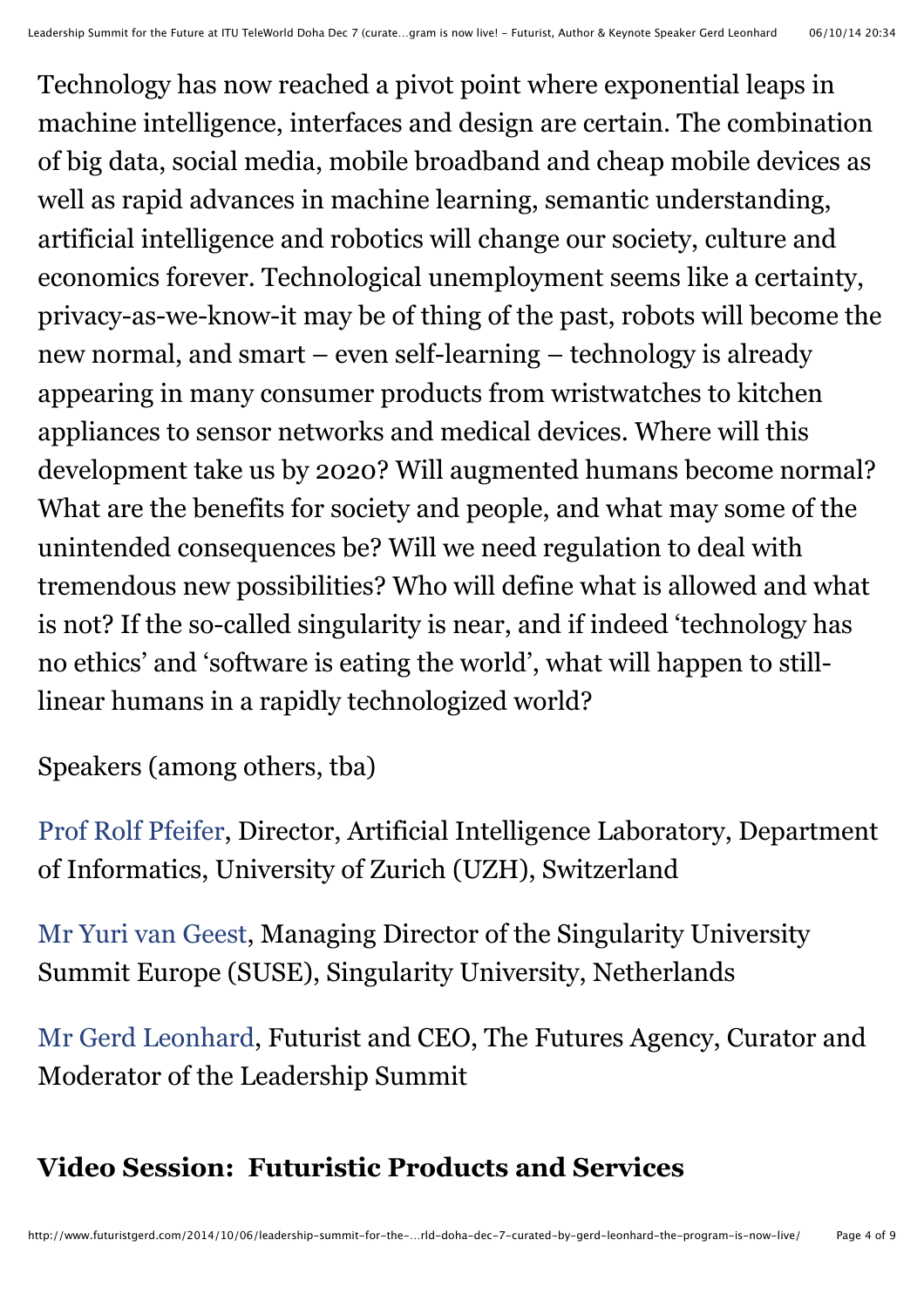Technology has now reached a pivot point where exponential leaps in machine intelligence, interfaces and design are certain. The combination of big data, social media, mobile broadband and cheap mobile devices as well as rapid advances in machine learning, semantic understanding, artificial intelligence and robotics will change our society, culture and economics forever. Technological unemployment seems like a certainty, privacy-as-we-know-it may be of thing of the past, robots will become the new normal, and smart – even self-learning – technology is already appearing in many consumer products from wristwatches to kitchen appliances to sensor networks and medical devices. Where will this development take us by 2020? Will augmented humans become normal? What are the benefits for society and people, and what may some of the unintended consequences be? Will we need regulation to deal with tremendous new possibilities? Who will define what is allowed and what is not? If the so-called singularity is near, and if indeed 'technology has no ethics' and 'software is eating the world', what will happen to still-linear humans in a rapidly technologized world?

Speakers (among others, tba)

Prof Rolf Pfeifer, Director, Artificial Intelligence Laboratory, Department of Informatics, University of Zurich (UZH), Switzerland

Mr Yuri van Geest, Managing Director of the Singularity University Summit Europe (SUSE), Singularity University, Netherlands

Mr Gerd Leonhard, Futurist and CEO, The Futures Agency, Curator and Moderator of the Leadership Summit

## Video Session: Futuristic Products and Services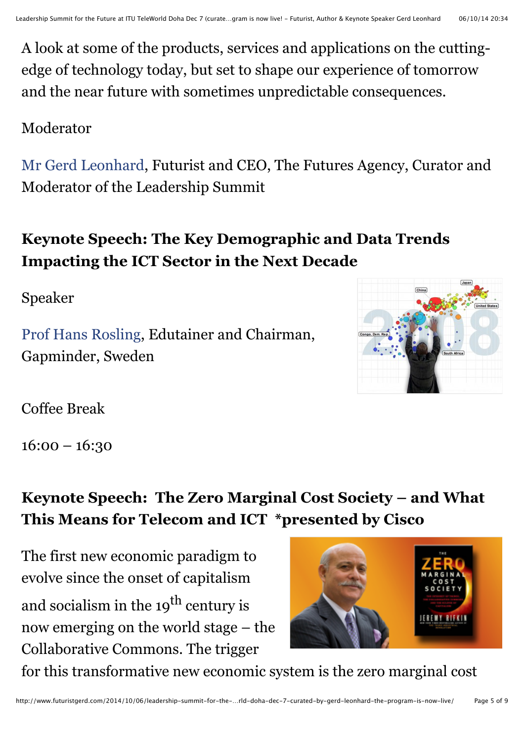A look at some of the products, services and applications on the cutting-edge of technology today, but set to shape our experience of tomorrow and the near future with sometimes unpredictable consequences.

Moderator

Mr Gerd Leonhard, Futurist and CEO, The Futures Agency, Curator and Moderator of the Leadership Summit

### Keynote Speech: The Key Demographic and Data Trends Impacting the ICT Sector in the Next Decade

Speaker

Prof Hans Rosling, Edutainer and Chairman, Gapminder, Sweden

Coffee Break

16:00 – 16:30

### Keynote Speech: The Zero Marginal Cost Society – and What This Means for Telecom and ICT *presented by Cisco

The first new economic paradigm to evolve since the onset of capitalism and socialism in the 19th century is now emerging on the world stage – the Collaborative Commons. The trigger for this transformative new economic system is the zero marginal cost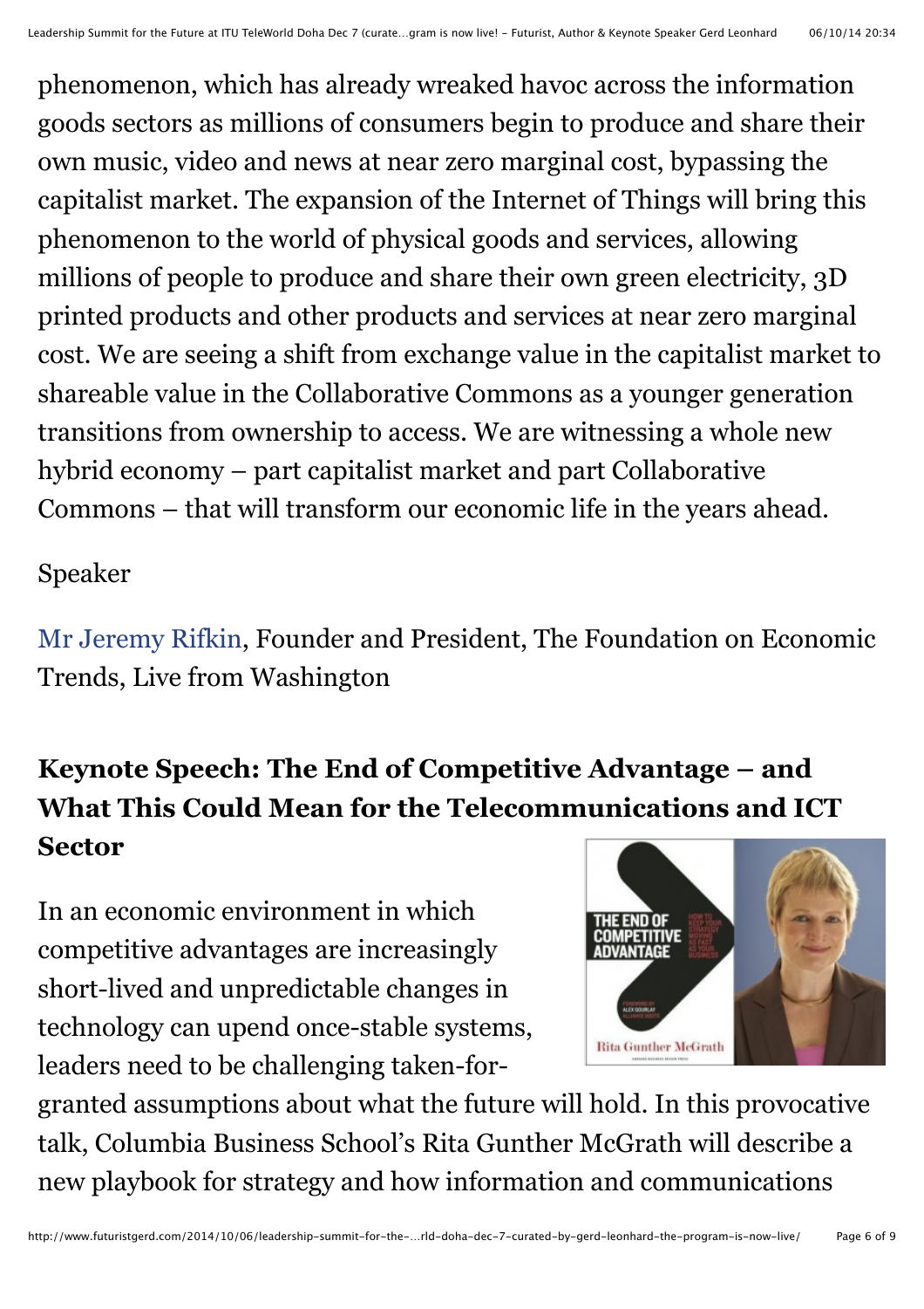phenomenon, which has already wreaked havoc across the information goods sectors as millions of consumers begin to produce and share their own music, video and news at near zero marginal cost, bypassing the capitalist market. The expansion of the Internet of Things will bring this phenomenon to the world of physical goods and services, allowing millions of people to produce and share their own green electricity, 3D printed products and other products and services at near zero marginal cost. We are seeing a shift from exchange value in the capitalist market to shareable value in the Collaborative Commons as a younger generation transitions from ownership to access. We are witnessing a whole new hybrid economy – part capitalist market and part Collaborative Commons – that will transform our economic life in the years ahead.

Speaker

Mr Jeremy Rifkin, Founder and President, The Foundation on Economic Trends, Live from Washington

### Keynote Speech: The End of Competitive Advantage – and What This Could Mean for the Telecommunications and ICT Sector

In an economic environment in which competitive advantages are increasingly short-lived and unpredictable changes in technology can upend once-stable systems, leaders need to be challenging taken-for-granted assumptions about what the future will hold. In this provocative talk, Columbia Business School's Rita Gunther McGrath will describe a new playbook for strategy and how information and communications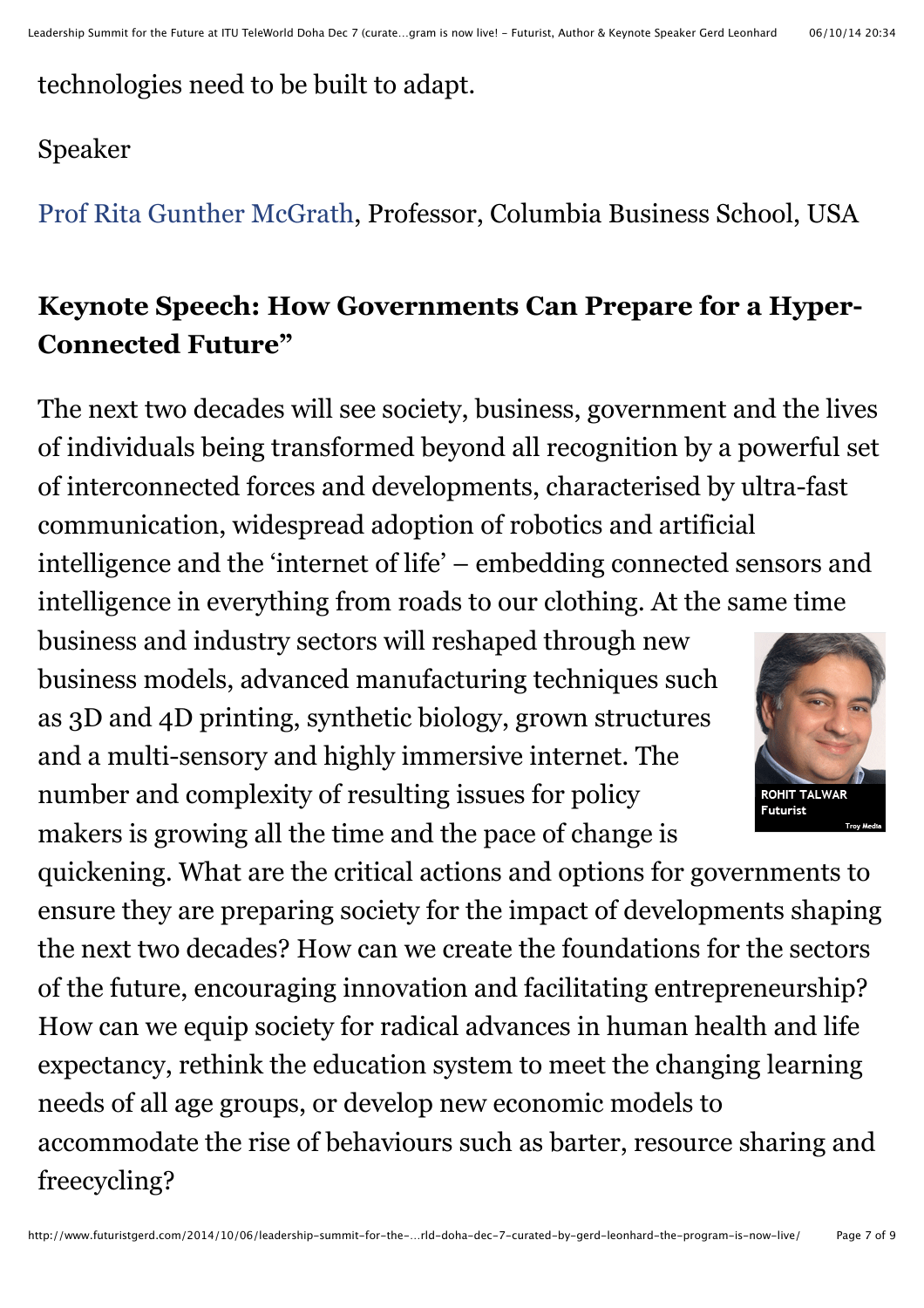technologies need to be built to adapt.

Speaker

Prof Rita Gunther McGrath, Professor, Columbia Business School, USA

### Keynote Speech: How Governments Can Prepare for a Hyper-Connected Future"

The next two decades will see society, business, government and the lives of individuals being transformed beyond all recognition by a powerful set of interconnected forces and developments, characterised by ultra-fast communication, widespread adoption of robotics and artificial intelligence and the 'internet of life' – embedding connected sensors and intelligence in everything from roads to our clothing. At the same time business and industry sectors will reshaped through new business models, advanced manufacturing techniques such as 3D and 4D printing, synthetic biology, grown structures and a multi-sensory and highly immersive internet. The number and complexity of resulting issues for policy makers is growing all the time and the pace of change is quickening. What are the critical actions and options for governments to ensure they are preparing society for the impact of developments shaping the next two decades? How can we create the foundations for the sectors of the future, encouraging innovation and facilitating entrepreneurship? How can we equip society for radical advances in human health and life expectancy, rethink the education system to meet the changing learning needs of all age groups, or develop new economic models to accommodate the rise of behaviours such as barter, resource sharing and freecycling?

ROHIT TALWAR
Futurist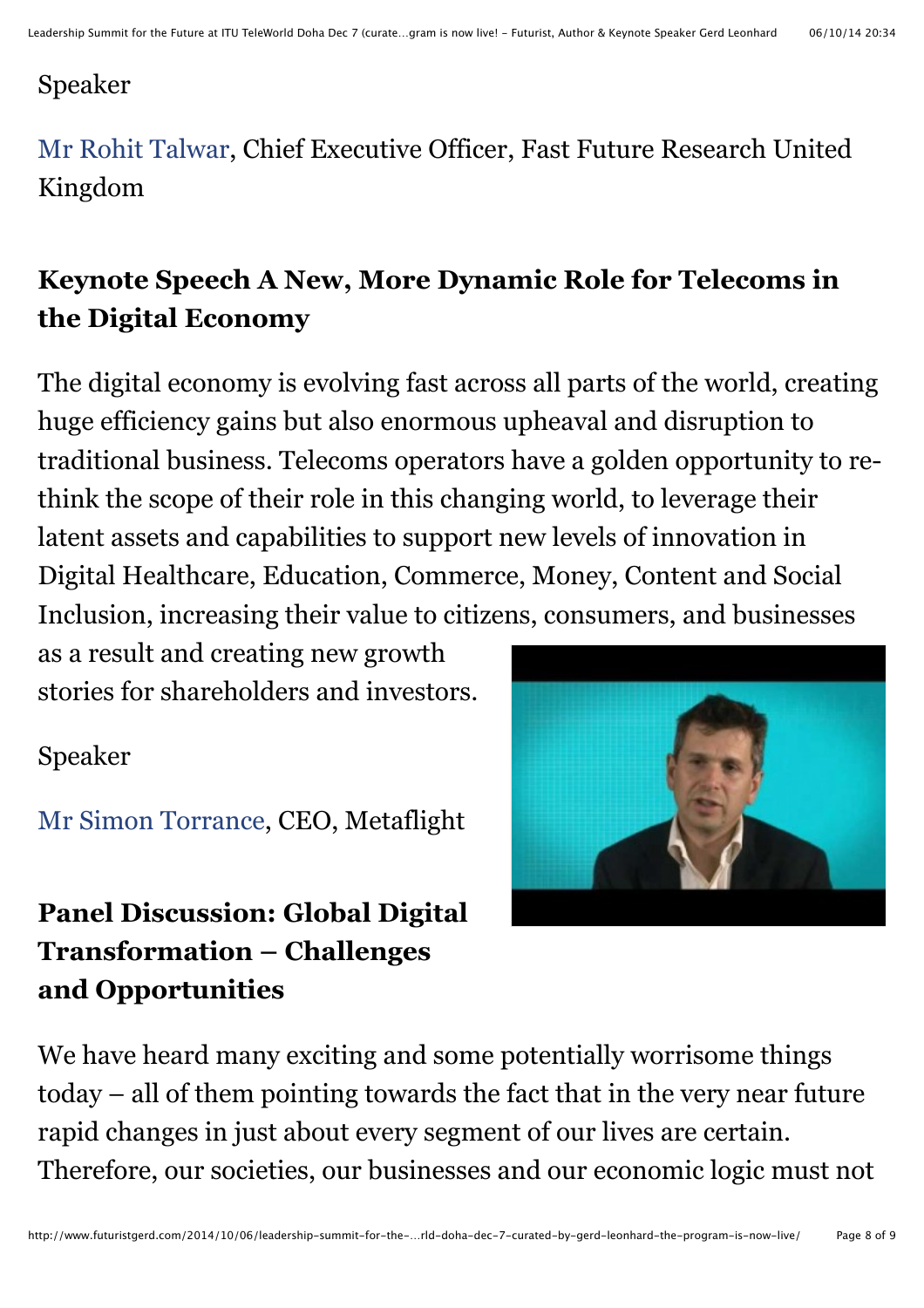Speaker

Mr Rohit Talwar, Chief Executive Officer, Fast Future Research United Kingdom

### Keynote Speech A New, More Dynamic Role for Telecoms in the Digital Economy

The digital economy is evolving fast across all parts of the world, creating huge efficiency gains but also enormous upheaval and disruption to traditional business. Telecoms operators have a golden opportunity to re-think the scope of their role in this changing world, to leverage their latent assets and capabilities to support new levels of innovation in Digital Healthcare, Education, Commerce, Money, Content and Social Inclusion, increasing their value to citizens, consumers, and businesses as a result and creating new growth stories for shareholders and investors.

Speaker

Mr Simon Torrance, CEO, Metaflight

### Panel Discussion: Global Digital Transformation – Challenges and Opportunities

We have heard many exciting and some potentially worrisome things today – all of them pointing towards the fact that in the very near future rapid changes in just about every segment of our lives are certain. Therefore, our societies, our businesses and our economic logic must not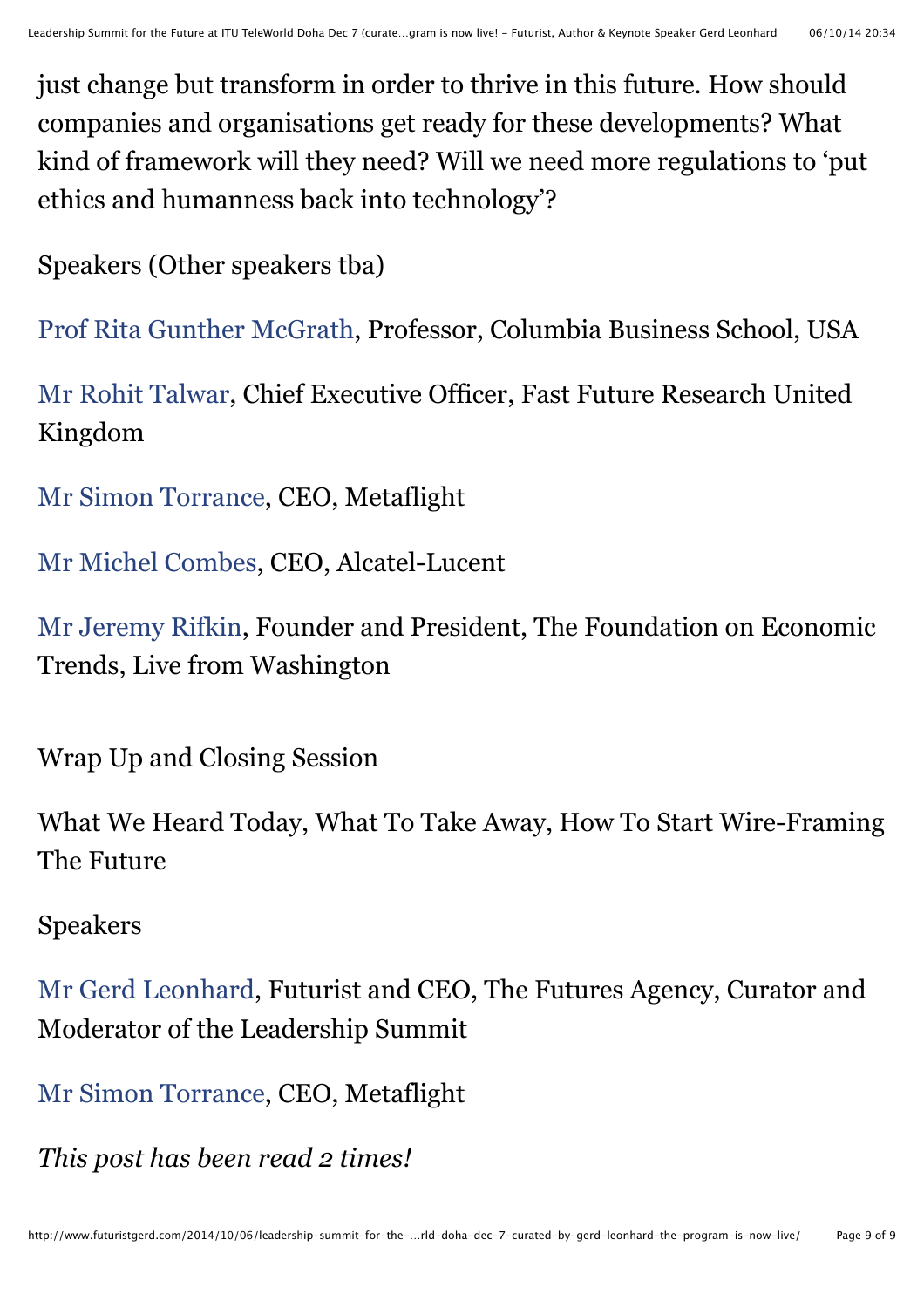just change but transform in order to thrive in this future. How should companies and organisations get ready for these developments? What kind of framework will they need? Will we need more regulations to 'put ethics and humanness back into technology'?

Speakers (Other speakers tba)

Prof Rita Gunther McGrath, Professor, Columbia Business School, USA

Mr Rohit Talwar, Chief Executive Officer, Fast Future Research United Kingdom

Mr Simon Torrance, CEO, Metaflight

Mr Michel Combes, CEO, Alcatel-Lucent

Mr Jeremy Rifkin, Founder and President, The Foundation on Economic Trends, Live from Washington

Wrap Up and Closing Session

What We Heard Today, What To Take Away, How To Start Wire-Framing The Future

Speakers

Mr Gerd Leonhard, Futurist and CEO, The Futures Agency, Curator and Moderator of the Leadership Summit

Mr Simon Torrance, CEO, Metaflight

*This post has been read 2 times!*